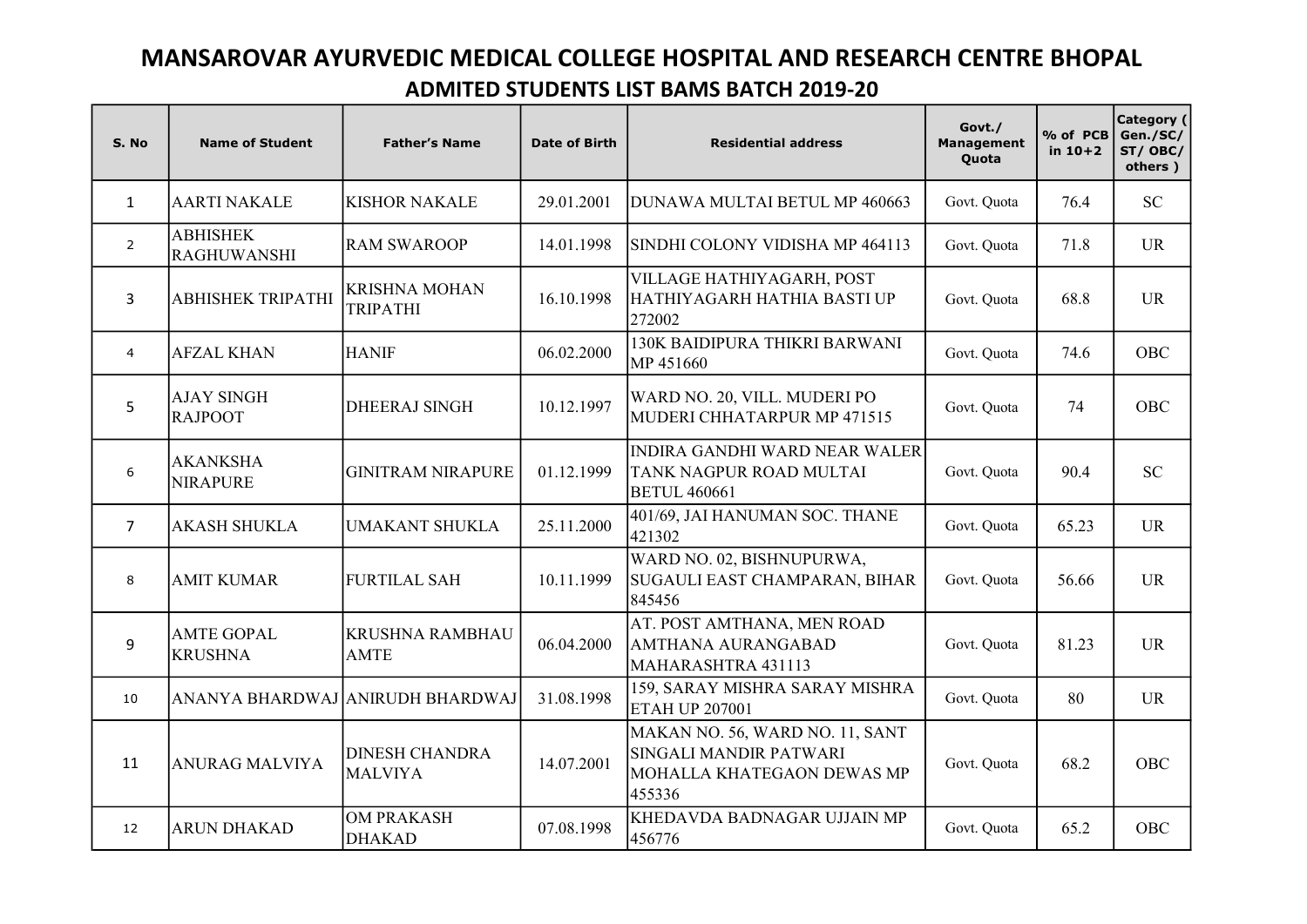# MANSAROVAR AYURVEDIC MEDICAL COLLEGE HOSPITAL AND RESEARCH CENTRE BHOPAL

## ADMITED STUDENTS LIST BAMS BATCH 2019-20

| S. No | Name of Student | Father's Name | Date of Birth | Residential address | Govt./ Management Quota | % of PCB in 10+2 | Category ( Gen./SC/ ST/ OBC/ others ) |
|---|---|---|---|---|---|---|---|
| 1 | AARTI NAKALE | KISHOR NAKALE | 29.01.2001 | DUNAWA MULTAI BETUL MP 460663 | Govt. Quota | 76.4 | SC |
| 2 | ABHISHEK RAGHUWANSHI | RAM SWAROOP | 14.01.1998 | SINDHI COLONY VIDISHA MP 464113 | Govt. Quota | 71.8 | UR |
| 3 | ABHISHEK TRIPATHI | KRISHNA MOHAN TRIPATHI | 16.10.1998 | VILLAGE HATHIYAGARH, POST HATHIYAGARH HATHIA BASTI UP 272002 | Govt. Quota | 68.8 | UR |
| 4 | AFZAL KHAN | HANIF | 06.02.2000 | 130K BAIDIPURA THIKRI BARWANI MP 451660 | Govt. Quota | 74.6 | OBC |
| 5 | AJAY SINGH RAJPOOT | DHEERAJ SINGH | 10.12.1997 | WARD NO. 20, VILL. MUDERI PO MUDERI CHHATARPUR MP 471515 | Govt. Quota | 74 | OBC |
| 6 | AKANKSHA NIRAPURE | GINITRAM NIRAPURE | 01.12.1999 | INDIRA GANDHI WARD NEAR WALER TANK NAGPUR ROAD MULTAI BETUL 460661 | Govt. Quota | 90.4 | SC |
| 7 | AKASH SHUKLA | UMAKANT SHUKLA | 25.11.2000 | 401/69, JAI HANUMAN SOC. THANE 421302 | Govt. Quota | 65.23 | UR |
| 8 | AMIT KUMAR | FURTILAL SAH | 10.11.1999 | WARD NO. 02, BISHNUPURWA, SUGAULI EAST CHAMPARAN, BIHAR 845456 | Govt. Quota | 56.66 | UR |
| 9 | AMTE GOPAL KRUSHNA | KRUSHNA RAMBHAU AMTE | 06.04.2000 | AT. POST AMTHANA, MEN ROAD AMTHANA AURANGABAD MAHARASHTRA 431113 | Govt. Quota | 81.23 | UR |
| 10 | ANANYA BHARDWAJ | ANIRUDH BHARDWAJ | 31.08.1998 | 159, SARAY MISHRA SARAY MISHRA ETAH UP 207001 | Govt. Quota | 80 | UR |
| 11 | ANURAG MALVIYA | DINESH CHANDRA MALVIYA | 14.07.2001 | MAKAN NO. 56, WARD NO. 11, SANT SINGALI MANDIR PATWARI MOHALLA KHATEGAON DEWAS MP 455336 | Govt. Quota | 68.2 | OBC |
| 12 | ARUN DHAKAD | OM PRAKASH DHAKAD | 07.08.1998 | KHEDAVDA BADNAGAR UJJAIN MP 456776 | Govt. Quota | 65.2 | OBC |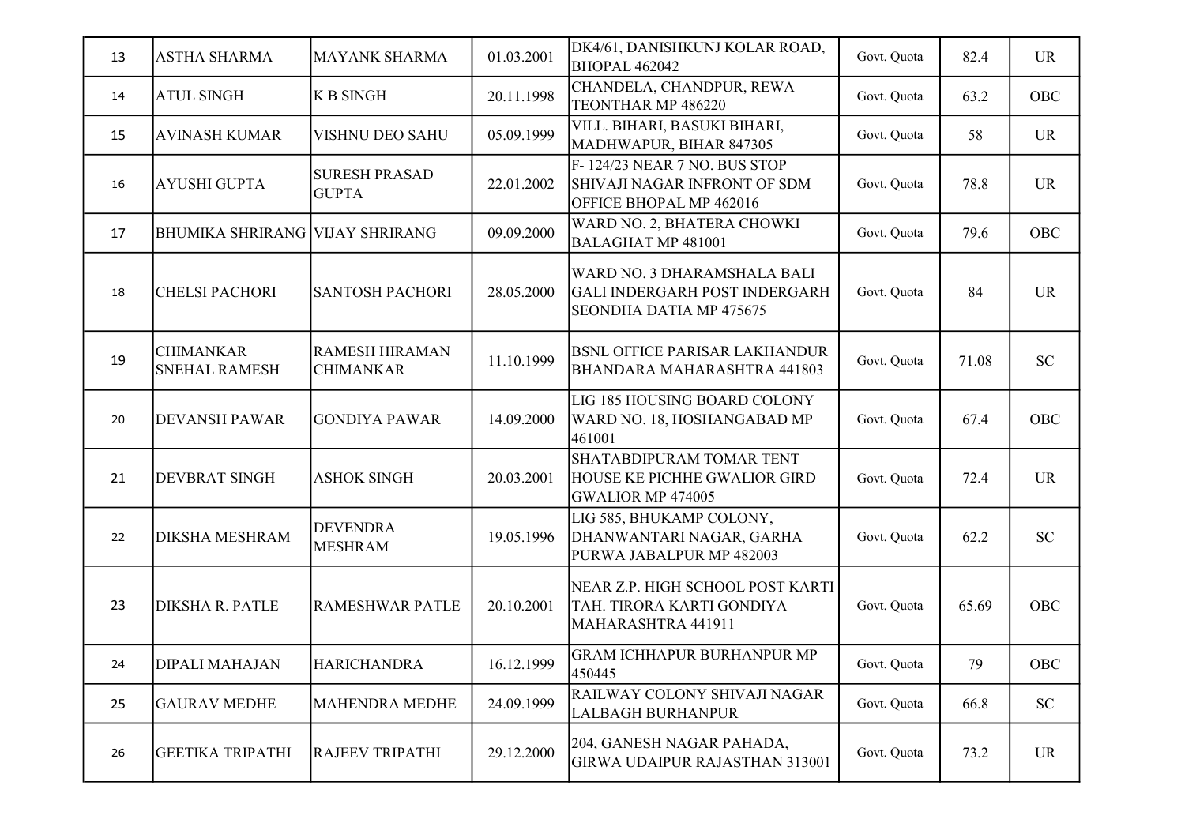| 13 | ASTHA SHARMA | MAYANK SHARMA | 01.03.2001 | DK4/61, DANISHKUNJ KOLAR ROAD, BHOPAL 462042 | Govt. Quota | 82.4 | UR |
|---|---|---|---|---|---|---|---|
| 14 | ATUL SINGH | K B SINGH | 20.11.1998 | CHANDELA, CHANDPUR, REWA TEONTHAR MP 486220 | Govt. Quota | 63.2 | OBC |
| 15 | AVINASH KUMAR | VISHNU DEO SAHU | 05.09.1999 | VILL. BIHARI, BASUKI BIHARI, MADHWAPUR, BIHAR 847305 | Govt. Quota | 58 | UR |
| 16 | AYUSHI GUPTA | SURESH PRASAD GUPTA | 22.01.2002 | F- 124/23 NEAR 7 NO. BUS STOP SHIVAJI NAGAR INFRONT OF SDM OFFICE BHOPAL MP 462016 | Govt. Quota | 78.8 | UR |
| 17 | BHUMIKA SHRIRANG | VIJAY SHRIRANG | 09.09.2000 | WARD NO. 2, BHATERA CHOWKI BALAGHAT MP 481001 | Govt. Quota | 79.6 | OBC |
| 18 | CHELSI PACHORI | SANTOSH PACHORI | 28.05.2000 | WARD NO. 3 DHARAMSHALA BALI GALI INDERGARH POST INDERGARH SEONDHA DATIA MP 475675 | Govt. Quota | 84 | UR |
| 19 | CHIMANKAR SNEHAL RAMESH | RAMESH HIRAMAN CHIMANKAR | 11.10.1999 | BSNL OFFICE PARISAR LAKHANDUR BHANDARA MAHARASHTRA 441803 | Govt. Quota | 71.08 | SC |
| 20 | DEVANSH PAWAR | GONDIYA PAWAR | 14.09.2000 | LIG 185 HOUSING BOARD COLONY WARD NO. 18, HOSHANGABAD MP 461001 | Govt. Quota | 67.4 | OBC |
| 21 | DEVBRAT SINGH | ASHOK SINGH | 20.03.2001 | SHATABDIPURAM TOMAR TENT HOUSE KE PICHHE GWALIOR GIRD GWALIOR MP 474005 | Govt. Quota | 72.4 | UR |
| 22 | DIKSHA MESHRAM | DEVENDRA MESHRAM | 19.05.1996 | LIG 585, BHUKAMP COLONY, DHANWANTARI NAGAR, GARHA PURWA JABALPUR MP 482003 | Govt. Quota | 62.2 | SC |
| 23 | DIKSHA R. PATLE | RAMESHWAR PATLE | 20.10.2001 | NEAR Z.P. HIGH SCHOOL POST KARTI TAH. TIRORA KARTI GONDIYA MAHARASHTRA 441911 | Govt. Quota | 65.69 | OBC |
| 24 | DIPALI MAHAJAN | HARICHANDRA | 16.12.1999 | GRAM ICHHAPUR BURHANPUR MP 450445 | Govt. Quota | 79 | OBC |
| 25 | GAURAV MEDHE | MAHENDRA MEDHE | 24.09.1999 | RAILWAY COLONY SHIVAJI NAGAR LALBAGH BURHANPUR | Govt. Quota | 66.8 | SC |
| 26 | GEETIKA TRIPATHI | RAJEEV TRIPATHI | 29.12.2000 | 204, GANESH NAGAR PAHADA, GIRWA UDAIPUR RAJASTHAN 313001 | Govt. Quota | 73.2 | UR |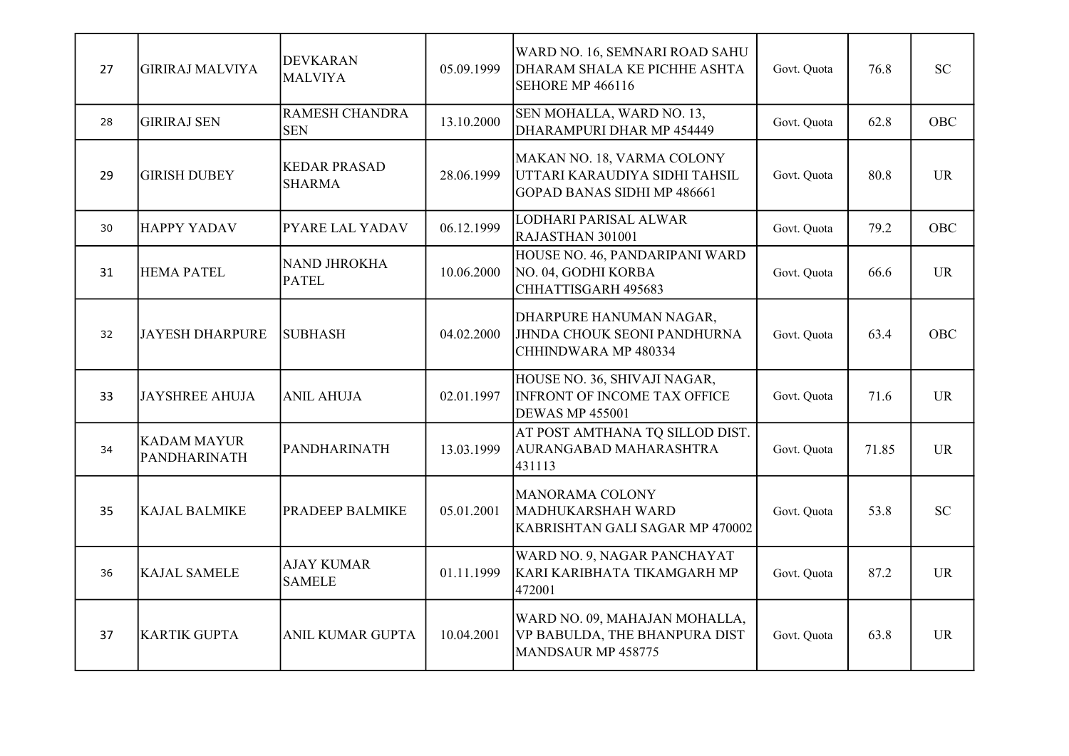| 27 | GIRIRAJ MALVIYA | DEVKARAN MALVIYA | 05.09.1999 | WARD NO. 16, SEMNARI ROAD SAHU DHARAM SHALA KE PICHHE ASHTA SEHORE MP 466116 | Govt. Quota | 76.8 | SC |
|---|---|---|---|---|---|---|---|
| 28 | GIRIRAJ SEN | RAMESH CHANDRA SEN | 13.10.2000 | SEN MOHALLA, WARD NO. 13, DHARAMPURI DHAR MP 454449 | Govt. Quota | 62.8 | OBC |
| 29 | GIRISH DUBEY | KEDAR PRASAD SHARMA | 28.06.1999 | MAKAN NO. 18, VARMA COLONY UTTARI KARAUDIYA SIDHI TAHSIL GOPAD BANAS SIDHI MP 486661 | Govt. Quota | 80.8 | UR |
| 30 | HAPPY YADAV | PYARE LAL YADAV | 06.12.1999 | LODHARI PARISAL ALWAR RAJASTHAN 301001 | Govt. Quota | 79.2 | OBC |
| 31 | HEMA PATEL | NAND JHROKHA PATEL | 10.06.2000 | HOUSE NO. 46, PANDARIPANI WARD NO. 04, GODHI KORBA CHHATTISGARH 495683 | Govt. Quota | 66.6 | UR |
| 32 | JAYESH DHARPURE | SUBHASH | 04.02.2000 | DHARPURE HANUMAN NAGAR, JHNDA CHOUK SEONI PANDHURNA CHHINDWARA MP 480334 | Govt. Quota | 63.4 | OBC |
| 33 | JAYSHREE AHUJA | ANIL AHUJA | 02.01.1997 | HOUSE NO. 36, SHIVAJI NAGAR, INFRONT OF INCOME TAX OFFICE DEWAS MP 455001 | Govt. Quota | 71.6 | UR |
| 34 | KADAM MAYUR PANDHARINATH | PANDHARINATH | 13.03.1999 | AT POST AMTHANA TQ SILLOD DIST. AURANGABAD MAHARASHTRA 431113 | Govt. Quota | 71.85 | UR |
| 35 | KAJAL BALMIKE | PRADEEP BALMIKE | 05.01.2001 | MANORAMA COLONY MADHUKARSHAH WARD KABRISHTAN GALI SAGAR MP 470002 | Govt. Quota | 53.8 | SC |
| 36 | KAJAL SAMELE | AJAY KUMAR SAMELE | 01.11.1999 | WARD NO. 9, NAGAR PANCHAYAT KARI KARIBHATA TIKAMGARH MP 472001 | Govt. Quota | 87.2 | UR |
| 37 | KARTIK GUPTA | ANIL KUMAR GUPTA | 10.04.2001 | WARD NO. 09, MAHAJAN MOHALLA, VP BABULDA, THE BHANPURA DIST MANDSAUR MP 458775 | Govt. Quota | 63.8 | UR |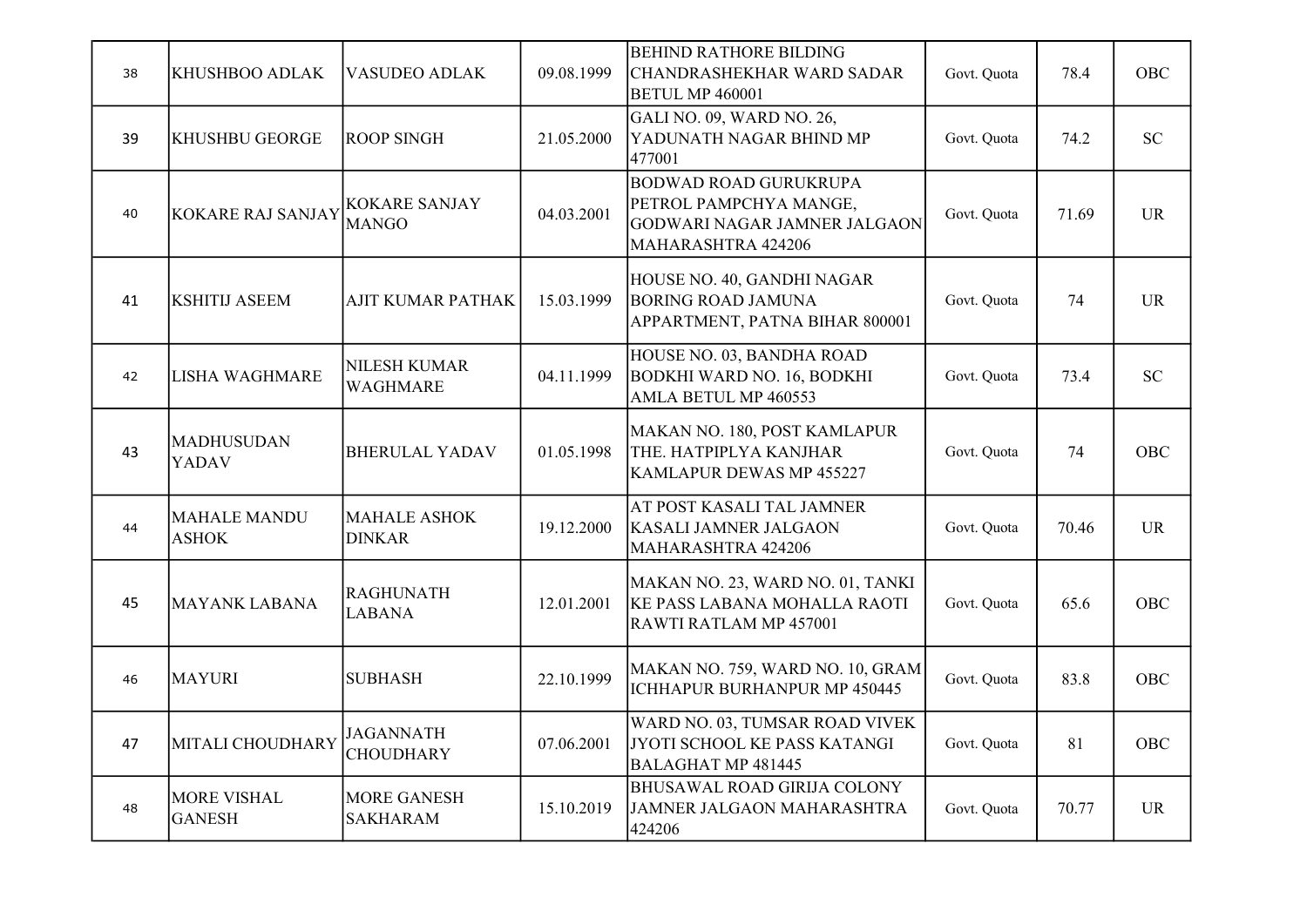| | | | | | | | |
|---|---|---|---|---|---|---|---|
| 38 | KHUSHBOO ADLAK | VASUDEO ADLAK | 09.08.1999 | BEHIND RATHORE BILDING CHANDRASHEKHAR WARD SADAR BETUL MP 460001 | Govt. Quota | 78.4 | OBC |
| 39 | KHUSHBU GEORGE | ROOP SINGH | 21.05.2000 | GALI NO. 09, WARD NO. 26, YADUNATH NAGAR BHIND MP 477001 | Govt. Quota | 74.2 | SC |
| 40 | KOKARE RAJ SANJAY | KOKARE SANJAY MANGO | 04.03.2001 | BODWAD ROAD GURUKRUPA PETROL PAMPCHYA MANGE, GODWARI NAGAR JAMNER JALGAON MAHARASHTRA 424206 | Govt. Quota | 71.69 | UR |
| 41 | KSHITIJ ASEEM | AJIT KUMAR PATHAK | 15.03.1999 | HOUSE NO. 40, GANDHI NAGAR BORING ROAD JAMUNA APPARTMENT, PATNA BIHAR 800001 | Govt. Quota | 74 | UR |
| 42 | LISHA WAGHMARE | NILESH KUMAR WAGHMARE | 04.11.1999 | HOUSE NO. 03, BANDHA ROAD BODKHI WARD NO. 16, BODKHI AMLA BETUL MP 460553 | Govt. Quota | 73.4 | SC |
| 43 | MADHUSUDAN YADAV | BHERULAL YADAV | 01.05.1998 | MAKAN NO. 180, POST KAMLAPUR THE. HATPIPLYA KANJHAR KAMLAPUR DEWAS MP 455227 | Govt. Quota | 74 | OBC |
| 44 | MAHALE MANDU ASHOK | MAHALE ASHOK DINKAR | 19.12.2000 | AT POST KASALI TAL JAMNER KASALI JAMNER JALGAON MAHARASHTRA 424206 | Govt. Quota | 70.46 | UR |
| 45 | MAYANK LABANA | RAGHUNATH LABANA | 12.01.2001 | MAKAN NO. 23, WARD NO. 01, TANKI KE PASS LABANA MOHALLA RAOTI RAWTI RATLAM MP 457001 | Govt. Quota | 65.6 | OBC |
| 46 | MAYURI | SUBHASH | 22.10.1999 | MAKAN NO. 759, WARD NO. 10, GRAM ICHHAPUR BURHANPUR MP 450445 | Govt. Quota | 83.8 | OBC |
| 47 | MITALI CHOUDHARY | JAGANNATH CHOUDHARY | 07.06.2001 | WARD NO. 03, TUMSAR ROAD VIVEK JYOTI SCHOOL KE PASS KATANGI BALAGHAT MP 481445 | Govt. Quota | 81 | OBC |
| 48 | MORE VISHAL GANESH | MORE GANESH SAKHARAM | 15.10.2019 | BHUSAWAL ROAD GIRIJA COLONY JAMNER JALGAON MAHARASHTRA 424206 | Govt. Quota | 70.77 | UR |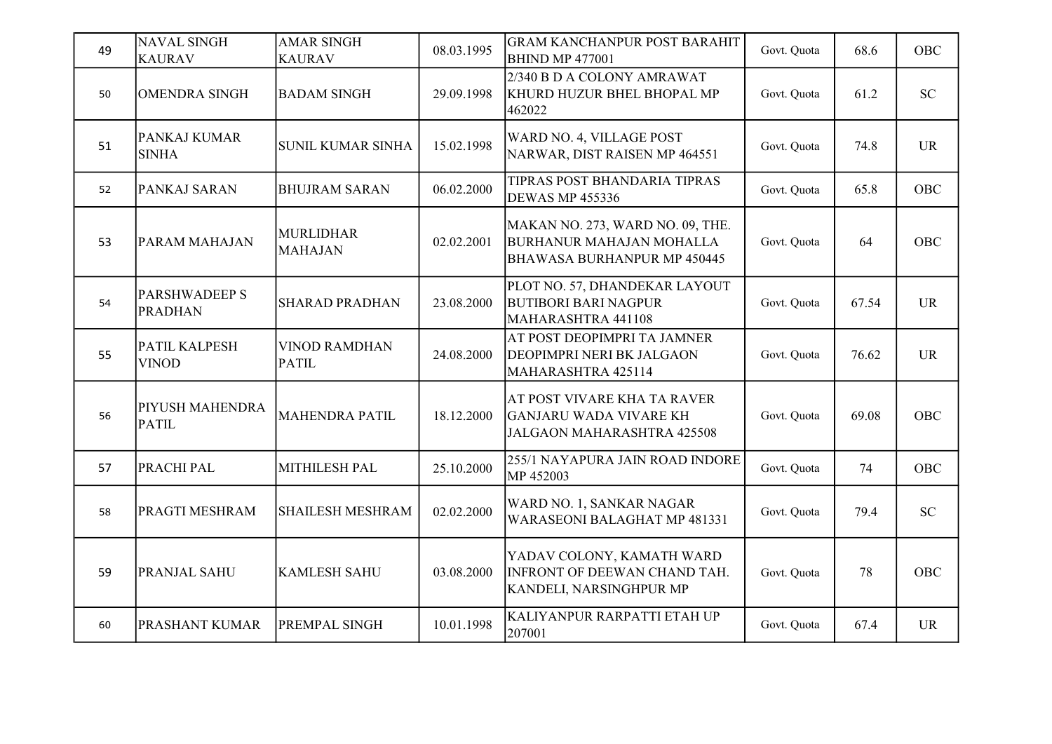| | | | | | | | |
|---|---|---|---|---|---|---|---|
| 49 | NAVAL SINGH KAURAV | AMAR SINGH KAURAV | 08.03.1995 | GRAM KANCHANPUR POST BARAHIT BHIND MP 477001 | Govt. Quota | 68.6 | OBC |
| 50 | OMENDRA SINGH | BADAM SINGH | 29.09.1998 | 2/340 B D A COLONY AMRAWAT KHURD HUZUR BHEL BHOPAL MP 462022 | Govt. Quota | 61.2 | SC |
| 51 | PANKAJ KUMAR SINHA | SUNIL KUMAR SINHA | 15.02.1998 | WARD NO. 4, VILLAGE POST NARWAR, DIST RAISEN MP 464551 | Govt. Quota | 74.8 | UR |
| 52 | PANKAJ SARAN | BHUJRAM SARAN | 06.02.2000 | TIPRAS POST BHANDARIA TIPRAS DEWAS MP 455336 | Govt. Quota | 65.8 | OBC |
| 53 | PARAM MAHAJAN | MURLIDHAR MAHAJAN | 02.02.2001 | MAKAN NO. 273, WARD NO. 09, THE. BURHANUR MAHAJAN MOHALLA BHAWASA BURHANPUR MP 450445 | Govt. Quota | 64 | OBC |
| 54 | PARSHWADEEP S PRADHAN | SHARAD PRADHAN | 23.08.2000 | PLOT NO. 57, DHANDEKAR LAYOUT BUTIBORI BARI NAGPUR MAHARASHTRA 441108 | Govt. Quota | 67.54 | UR |
| 55 | PATIL KALPESH VINOD | VINOD RAMDHAN PATIL | 24.08.2000 | AT POST DEOPIMPRI TA JAMNER DEOPIMPRI NERI BK JALGAON MAHARASHTRA 425114 | Govt. Quota | 76.62 | UR |
| 56 | PIYUSH MAHENDRA PATIL | MAHENDRA PATIL | 18.12.2000 | AT POST VIVARE KHA TA RAVER GANJARU WADA VIVARE KH JALGAON MAHARASHTRA 425508 | Govt. Quota | 69.08 | OBC |
| 57 | PRACHI PAL | MITHILESH PAL | 25.10.2000 | 255/1 NAYAPURA JAIN ROAD INDORE MP 452003 | Govt. Quota | 74 | OBC |
| 58 | PRAGTI MESHRAM | SHAILESH MESHRAM | 02.02.2000 | WARD NO. 1, SANKAR NAGAR WARASEONI BALAGHAT MP 481331 | Govt. Quota | 79.4 | SC |
| 59 | PRANJAL SAHU | KAMLESH SAHU | 03.08.2000 | YADAV COLONY, KAMATH WARD INFRONT OF DEEWAN CHAND TAH. KANDELI, NARSINGHPUR MP | Govt. Quota | 78 | OBC |
| 60 | PRASHANT KUMAR | PREMPAL SINGH | 10.01.1998 | KALIYANPUR RARPATTI ETAH UP 207001 | Govt. Quota | 67.4 | UR |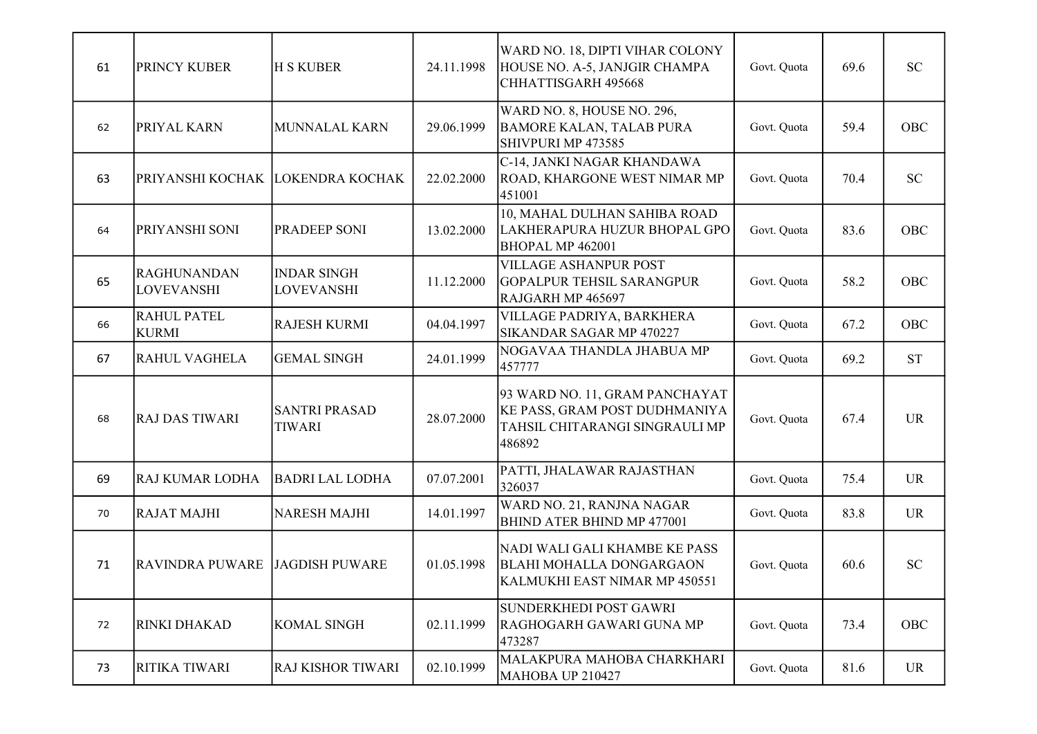| 61 | PRINCY KUBER | H S KUBER | 24.11.1998 | WARD NO. 18, DIPTI VIHAR COLONY HOUSE NO. A-5, JANJGIR CHAMPA CHHATTISGARH 495668 | Govt. Quota | 69.6 | SC |
|---|---|---|---|---|---|---|---|
| 62 | PRIYAL KARN | MUNNALAL KARN | 29.06.1999 | WARD NO. 8, HOUSE NO. 296, BAMORE KALAN, TALAB PURA SHIVPURI MP 473585 | Govt. Quota | 59.4 | OBC |
| 63 | PRIYANSHI KOCHAK | LOKENDRA KOCHAK | 22.02.2000 | C-14, JANKI NAGAR KHANDAWA ROAD, KHARGONE WEST NIMAR MP 451001 | Govt. Quota | 70.4 | SC |
| 64 | PRIYANSHI SONI | PRADEEP SONI | 13.02.2000 | 10, MAHAL DULHAN SAHIBA ROAD LAKHERAPURA HUZUR BHOPAL GPO BHOPAL MP 462001 | Govt. Quota | 83.6 | OBC |
| 65 | RAGHUNANDAN LOVEVANSHI | INDAR SINGH LOVEVANSHI | 11.12.2000 | VILLAGE ASHANPUR POST GOPALPUR TEHSIL SARANGPUR RAJGARH MP 465697 | Govt. Quota | 58.2 | OBC |
| 66 | RAHUL PATEL KURMI | RAJESH KURMI | 04.04.1997 | VILLAGE PADRIYA, BARKHERA SIKANDAR SAGAR MP 470227 | Govt. Quota | 67.2 | OBC |
| 67 | RAHUL VAGHELA | GEMAL SINGH | 24.01.1999 | NOGAVAA THANDLA JHABUA MP 457777 | Govt. Quota | 69.2 | ST |
| 68 | RAJ DAS TIWARI | SANTRI PRASAD TIWARI | 28.07.2000 | 93 WARD NO. 11, GRAM PANCHAYAT KE PASS, GRAM POST DUDHMANIYA TAHSIL CHITARANGI SINGRAULI MP 486892 | Govt. Quota | 67.4 | UR |
| 69 | RAJ KUMAR LODHA | BADRI LAL LODHA | 07.07.2001 | PATTI, JHALAWAR RAJASTHAN 326037 | Govt. Quota | 75.4 | UR |
| 70 | RAJAT MAJHI | NARESH MAJHI | 14.01.1997 | WARD NO. 21, RANJNA NAGAR BHIND ATER BHIND MP 477001 | Govt. Quota | 83.8 | UR |
| 71 | RAVINDRA PUWARE | JAGDISH PUWARE | 01.05.1998 | NADI WALI GALI KHAMBE KE PASS BLAHI MOHALLA DONGARGAON KALMUKHI EAST NIMAR MP 450551 | Govt. Quota | 60.6 | SC |
| 72 | RINKI DHAKAD | KOMAL SINGH | 02.11.1999 | SUNDERKHEDI POST GAWRI RAGHOGARH GAWARI GUNA MP 473287 | Govt. Quota | 73.4 | OBC |
| 73 | RITIKA TIWARI | RAJ KISHOR TIWARI | 02.10.1999 | MALAKPURA MAHOBA CHARKHARI MAHOBA UP 210427 | Govt. Quota | 81.6 | UR |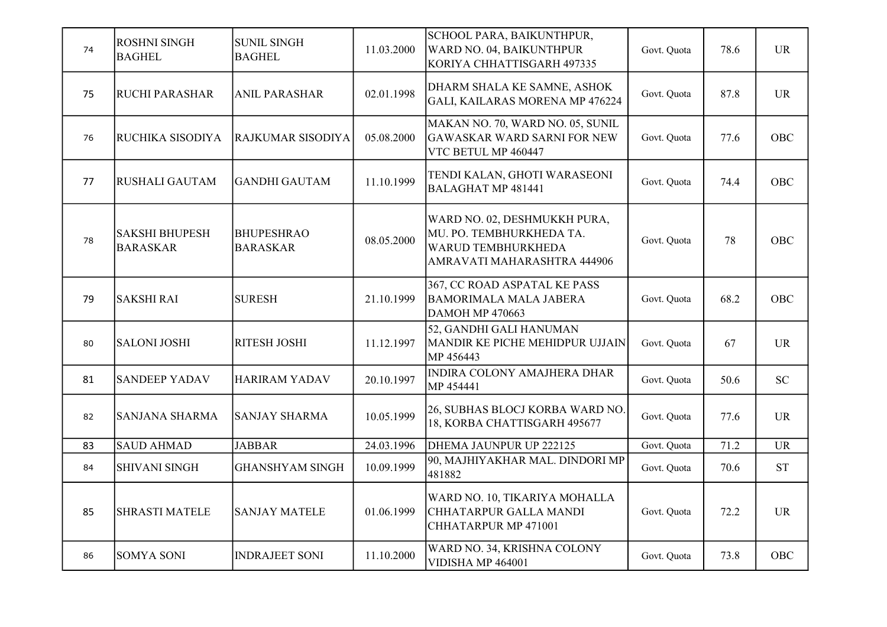| | | | | | | | |
|---|---|---|---|---|---|---|---|
| 74 | ROSHNI SINGH BAGHEL | SUNIL SINGH BAGHEL | 11.03.2000 | SCHOOL PARA, BAIKUNTHPUR, WARD NO. 04, BAIKUNTHPUR KORIYA CHHATTISGARH 497335 | Govt. Quota | 78.6 | UR |
| 75 | RUCHI PARASHAR | ANIL PARASHAR | 02.01.1998 | DHARM SHALA KE SAMNE, ASHOK GALI, KAILARAS MORENA MP 476224 | Govt. Quota | 87.8 | UR |
| 76 | RUCHIKA SISODIYA | RAJKUMAR SISODIYA | 05.08.2000 | MAKAN NO. 70, WARD NO. 05, SUNIL GAWASKAR WARD SARNI FOR NEW VTC BETUL MP 460447 | Govt. Quota | 77.6 | OBC |
| 77 | RUSHALI GAUTAM | GANDHI GAUTAM | 11.10.1999 | TENDI KALAN, GHOTI WARASEONI BALAGHAT MP 481441 | Govt. Quota | 74.4 | OBC |
| 78 | SAKSHI BHUPESH BARASKAR | BHUPESHRAO BARASKAR | 08.05.2000 | WARD NO. 02, DESHMUKKH PURA, MU. PO. TEMBHURKHEDA TA. WARUD TEMBHURKHEDA AMRAVATI MAHARASHTRA 444906 | Govt. Quota | 78 | OBC |
| 79 | SAKSHI RAI | SURESH | 21.10.1999 | 367, CC ROAD ASPATAL KE PASS BAMORIMALA MALA JABERA DAMOH MP 470663 | Govt. Quota | 68.2 | OBC |
| 80 | SALONI JOSHI | RITESH JOSHI | 11.12.1997 | 52, GANDHI GALI HANUMAN MANDIR KE PICHE MEHIDPUR UJJAIN MP 456443 | Govt. Quota | 67 | UR |
| 81 | SANDEEP YADAV | HARIRAM YADAV | 20.10.1997 | INDIRA COLONY AMAJHERA DHAR MP 454441 | Govt. Quota | 50.6 | SC |
| 82 | SANJANA SHARMA | SANJAY SHARMA | 10.05.1999 | 26, SUBHAS BLOCJ KORBA WARD NO. 18, KORBA CHATTISGARH 495677 | Govt. Quota | 77.6 | UR |
| 83 | SAUD AHMAD | JABBAR | 24.03.1996 | DHEMA JAUNPUR UP 222125 | Govt. Quota | 71.2 | UR |
| 84 | SHIVANI SINGH | GHANSHYAM SINGH | 10.09.1999 | 90, MAJHIYAKHAR MAL. DINDORI MP 481882 | Govt. Quota | 70.6 | ST |
| 85 | SHRASTI MATELE | SANJAY MATELE | 01.06.1999 | WARD NO. 10, TIKARIYA MOHALLA CHHATARPUR GALLA MANDI CHHATARPUR MP 471001 | Govt. Quota | 72.2 | UR |
| 86 | SOMYA SONI | INDRAJEET SONI | 11.10.2000 | WARD NO. 34, KRISHNA COLONY VIDISHA MP 464001 | Govt. Quota | 73.8 | OBC |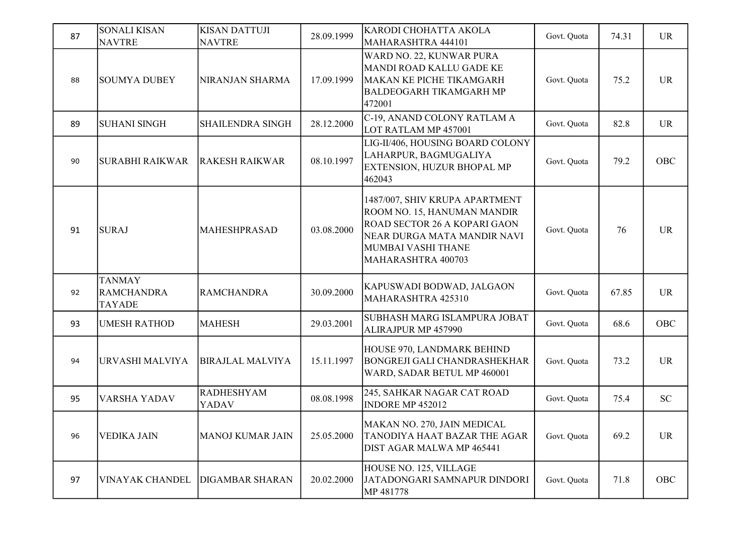| 87 | SONALI KISAN NAVTRE | KISAN DATTUJI NAVTRE | 28.09.1999 | KARODI CHOHATTA AKOLA MAHARASHTRA 444101 | Govt. Quota | 74.31 | UR |
|---|---|---|---|---|---|---|---|
| 88 | SOUMYA DUBEY | NIRANJAN SHARMA | 17.09.1999 | WARD NO. 22, KUNWAR PURA MANDI ROAD KALLU GADE KE MAKAN KE PICHE TIKAMGARH BALDEOGARH TIKAMGARH MP 472001 | Govt. Quota | 75.2 | UR |
| 89 | SUHANI SINGH | SHAILENDRA SINGH | 28.12.2000 | C-19, ANAND COLONY RATLAM A LOT RATLAM MP 457001 | Govt. Quota | 82.8 | UR |
| 90 | SURABHI RAIKWAR | RAKESH RAIKWAR | 08.10.1997 | LIG-II/406, HOUSING BOARD COLONY LAHARPUR, BAGMUGALIYA EXTENSION, HUZUR BHOPAL MP 462043 | Govt. Quota | 79.2 | OBC |
| 91 | SURAJ | MAHESHPRASAD | 03.08.2000 | 1487/007, SHIV KRUPA APARTMENT ROOM NO. 15, HANUMAN MANDIR ROAD SECTOR 26 A KOPARI GAON NEAR DURGA MATA MANDIR NAVI MUMBAI VASHI THANE MAHARASHTRA 400703 | Govt. Quota | 76 | UR |
| 92 | TANMAY RAMCHANDRA TAYADE | RAMCHANDRA | 30.09.2000 | KAPUSWADI BODWAD, JALGAON MAHARASHTRA 425310 | Govt. Quota | 67.85 | UR |
| 93 | UMESH RATHOD | MAHESH | 29.03.2001 | SUBHASH MARG ISLAMPURA JOBAT ALIRAJPUR MP 457990 | Govt. Quota | 68.6 | OBC |
| 94 | URVASHI MALVIYA | BIRAJLAL MALVIYA | 15.11.1997 | HOUSE 970, LANDMARK BEHIND BONGREJI GALI CHANDRASHEKHAR WARD, SADAR BETUL MP 460001 | Govt. Quota | 73.2 | UR |
| 95 | VARSHA YADAV | RADHESHYAM YADAV | 08.08.1998 | 245, SAHKAR NAGAR CAT ROAD INDORE MP 452012 | Govt. Quota | 75.4 | SC |
| 96 | VEDIKA JAIN | MANOJ KUMAR JAIN | 25.05.2000 | MAKAN NO. 270, JAIN MEDICAL TANODIYA HAAT BAZAR THE AGAR DIST AGAR MALWA MP 465441 | Govt. Quota | 69.2 | UR |
| 97 | VINAYAK CHANDEL | DIGAMBAR SHARAN | 20.02.2000 | HOUSE NO. 125, VILLAGE JATADONGARI SAMNAPUR DINDORI MP 481778 | Govt. Quota | 71.8 | OBC |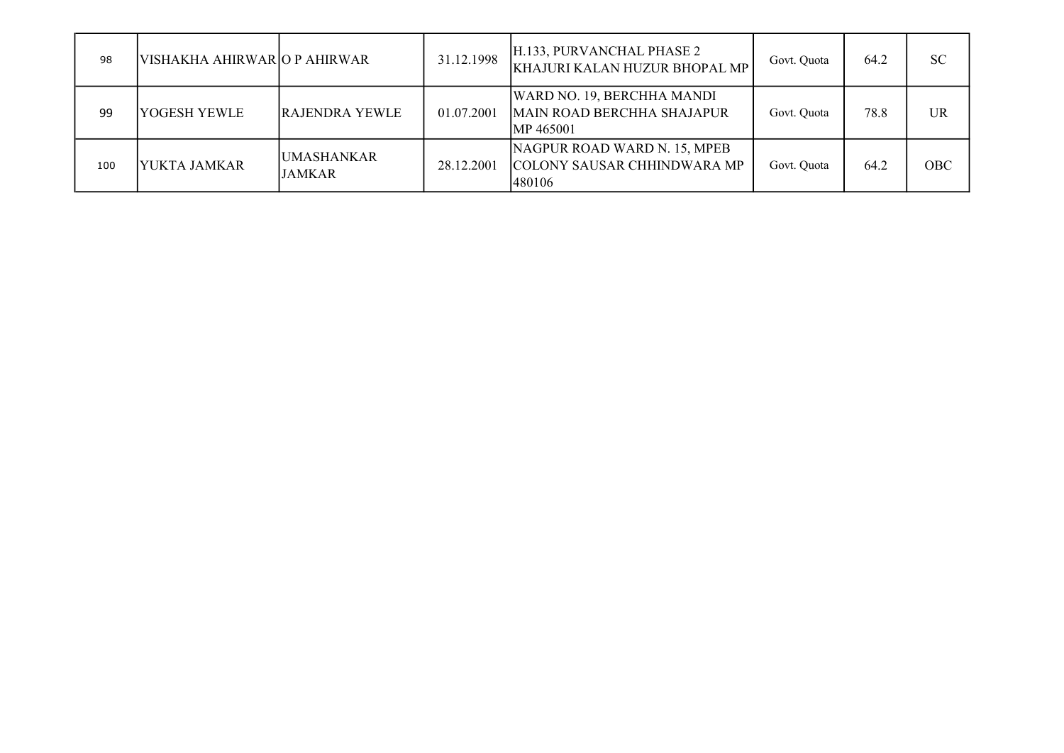| | | | | | | | |
|---|---|---|---|---|---|---|---|
| 98 | VISHAKHA AHIRWAR | O P AHIRWAR | 31.12.1998 | H.133, PURVANCHAL PHASE 2 KHAJURI KALAN HUZUR BHOPAL MP | Govt. Quota | 64.2 | SC |
| 99 | YOGESH YEWLE | RAJENDRA YEWLE | 01.07.2001 | WARD NO. 19, BERCHHA MANDI MAIN ROAD BERCHHA SHAJAPUR MP 465001 | Govt. Quota | 78.8 | UR |
| 100 | YUKTA JAMKAR | UMASHANKAR JAMKAR | 28.12.2001 | NAGPUR ROAD WARD N. 15, MPEB COLONY SAUSAR CHHINDWARA MP 480106 | Govt. Quota | 64.2 | OBC |